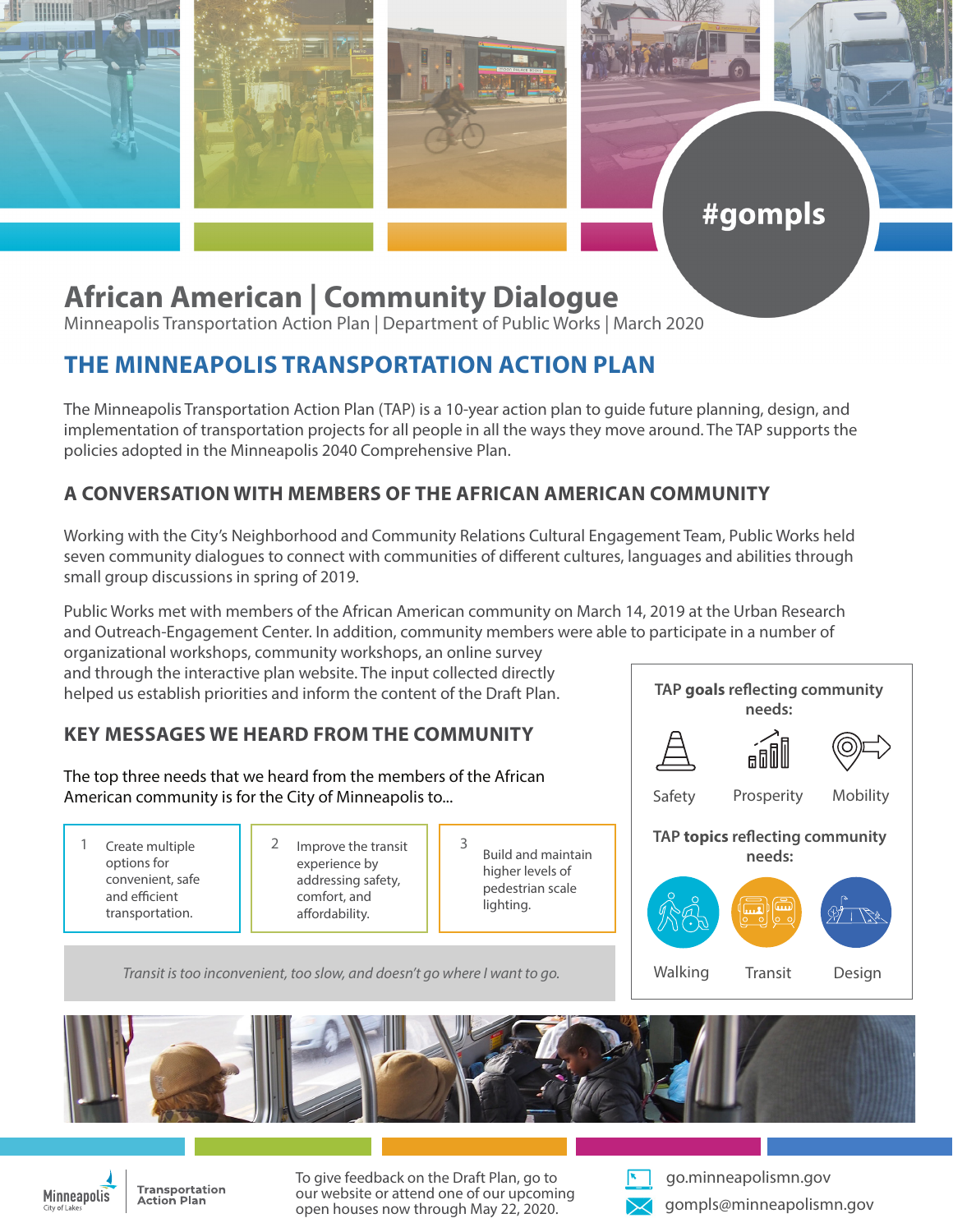#gompls

# African American | Community Dialogue

Minneapolis Transportation Action Plan | Department of Public Works | March 2020

## THE MINNEAPOLIS TRANSPORTATION ACTION PLAN

The Minneapolis Transportation Action Plan (TAP) is a 10-year action plan to guide future planning, design, and implementation of transportation projects for all people in all the ways they move around. The TAP supports the policies adopted in the Minneapolis 2040 Comprehensive Plan.

### A CONVERSATION WITH MEMBERS OF THE AFRICAN AMERICAN COMMUNITY

Working with the City's Neighborhood and Community Relations Cultural Engagement Team, Public Works held seven community dialogues to connect with communities of different cultures, languages and abilities through small group discussions in spring of 2019.

Public Works met with members of the African American community on March 14, 2019 at the Urban Research and Outreach-Engagement Center. In addition, community members were able to participate in a number of organizational workshops, community workshops, an online survey and through the interactive plan website. The input collected directly helped us establish priorities and inform the content of the Draft Plan.

### KEY MESSAGES WE HEARD FROM THE COMMUNITY

The top three needs that we heard from the members of the African American community is for the City of Minneapolis to...

1. Create multiple options for convenient, safe and efficient transportation.
2. Improve the transit experience by addressing safety, comfort, and affordability.
3. Build and maintain higher levels of pedestrian scale lighting.

*Transit is too inconvenient, too slow, and doesn't go where I want to go.*

**TAP goals reflecting community needs:**

Safety | Prosperity | Mobility

**TAP topics reflecting community needs:**

Walking | Transit | Design

Minneapolis City of Lakes | Transportation Action Plan

To give feedback on the Draft Plan, go to our website or attend one of our upcoming open houses now through May 22, 2020.

go.minneapolismn.gov

gompls@minneapolismn.gov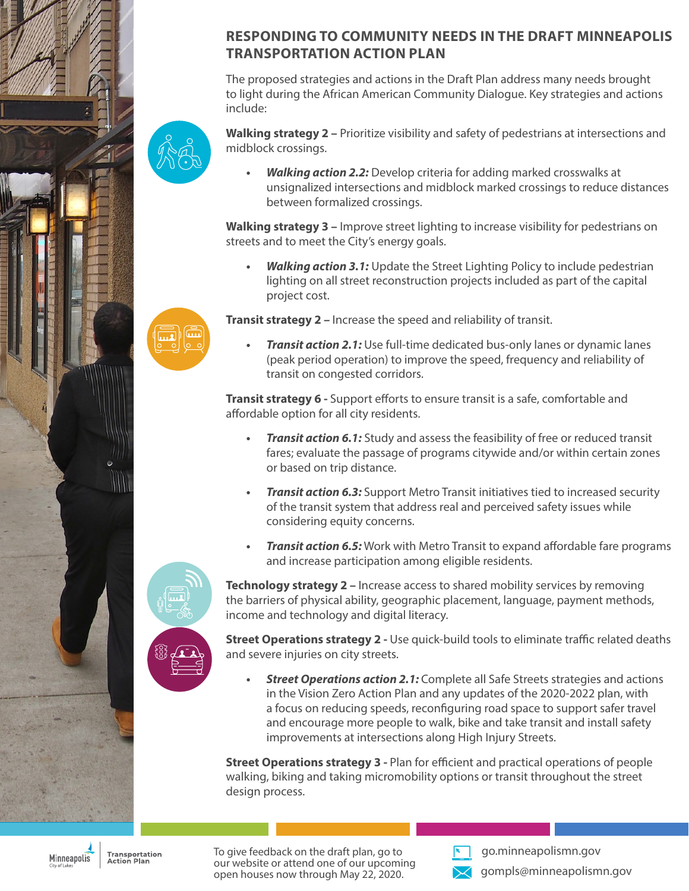## RESPONDING TO COMMUNITY NEEDS IN THE DRAFT MINNEAPOLIS TRANSPORTATION ACTION PLAN

The proposed strategies and actions in the Draft Plan address many needs brought to light during the African American Community Dialogue. Key strategies and actions include:

**Walking strategy 2 –** Prioritize visibility and safety of pedestrians at intersections and midblock crossings.

- ***Walking action 2.2:*** Develop criteria for adding marked crosswalks at unsignalized intersections and midblock marked crossings to reduce distances between formalized crossings.

**Walking strategy 3 –** Improve street lighting to increase visibility for pedestrians on streets and to meet the City's energy goals.

- ***Walking action 3.1:*** Update the Street Lighting Policy to include pedestrian lighting on all street reconstruction projects included as part of the capital project cost.

**Transit strategy 2 –** Increase the speed and reliability of transit.

- ***Transit action 2.1:*** Use full-time dedicated bus-only lanes or dynamic lanes (peak period operation) to improve the speed, frequency and reliability of transit on congested corridors.

**Transit strategy 6 -** Support efforts to ensure transit is a safe, comfortable and affordable option for all city residents.

- ***Transit action 6.1:*** Study and assess the feasibility of free or reduced transit fares; evaluate the passage of programs citywide and/or within certain zones or based on trip distance.
- ***Transit action 6.3:*** Support Metro Transit initiatives tied to increased security of the transit system that address real and perceived safety issues while considering equity concerns.
- ***Transit action 6.5:*** Work with Metro Transit to expand affordable fare programs and increase participation among eligible residents.

**Technology strategy 2 –** Increase access to shared mobility services by removing the barriers of physical ability, geographic placement, language, payment methods, income and technology and digital literacy.

**Street Operations strategy 2 -** Use quick-build tools to eliminate traffic related deaths and severe injuries on city streets.

- ***Street Operations action 2.1:*** Complete all Safe Streets strategies and actions in the Vision Zero Action Plan and any updates of the 2020-2022 plan, with a focus on reducing speeds, reconfiguring road space to support safer travel and encourage more people to walk, bike and take transit and install safety improvements at intersections along High Injury Streets.

**Street Operations strategy 3 -** Plan for efficient and practical operations of people walking, biking and taking micromobility options or transit throughout the street design process.

Minneapolis City of Lakes | Transportation Action Plan

To give feedback on the draft plan, go to our website or attend one of our upcoming open houses now through May 22, 2020.

go.minneapolismn.gov

gompls@minneapolismn.gov